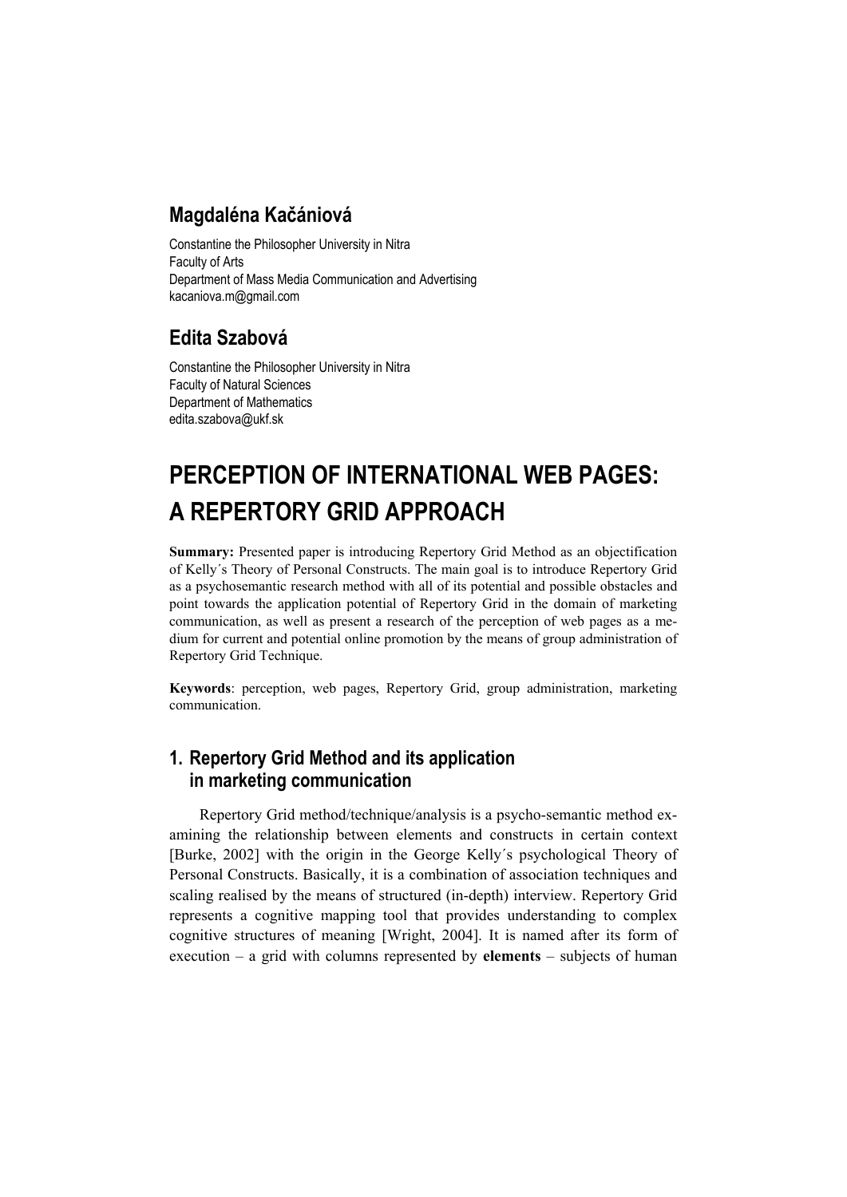## Magdaléna Kačániová

Constantine the Philosopher University in Nitra
Faculty of Arts
Department of Mass Media Communication and Advertising
kacaniova.m@gmail.com

## Edita Szabová

Constantine the Philosopher University in Nitra
Faculty of Natural Sciences
Department of Mathematics
edita.szabova@ukf.sk

# PERCEPTION OF INTERNATIONAL WEB PAGES: A REPERTORY GRID APPROACH

**Summary:** Presented paper is introducing Repertory Grid Method as an objectification of Kelly´s Theory of Personal Constructs. The main goal is to introduce Repertory Grid as a psychosemantic research method with all of its potential and possible obstacles and point towards the application potential of Repertory Grid in the domain of marketing communication, as well as present a research of the perception of web pages as a medium for current and potential online promotion by the means of group administration of Repertory Grid Technique.

**Keywords**: perception, web pages, Repertory Grid, group administration, marketing communication.

## 1. Repertory Grid Method and its application in marketing communication

Repertory Grid method/technique/analysis is a psycho-semantic method examining the relationship between elements and constructs in certain context [Burke, 2002] with the origin in the George Kelly´s psychological Theory of Personal Constructs. Basically, it is a combination of association techniques and scaling realised by the means of structured (in-depth) interview. Repertory Grid represents a cognitive mapping tool that provides understanding to complex cognitive structures of meaning [Wright, 2004]. It is named after its form of execution – a grid with columns represented by **elements** – subjects of human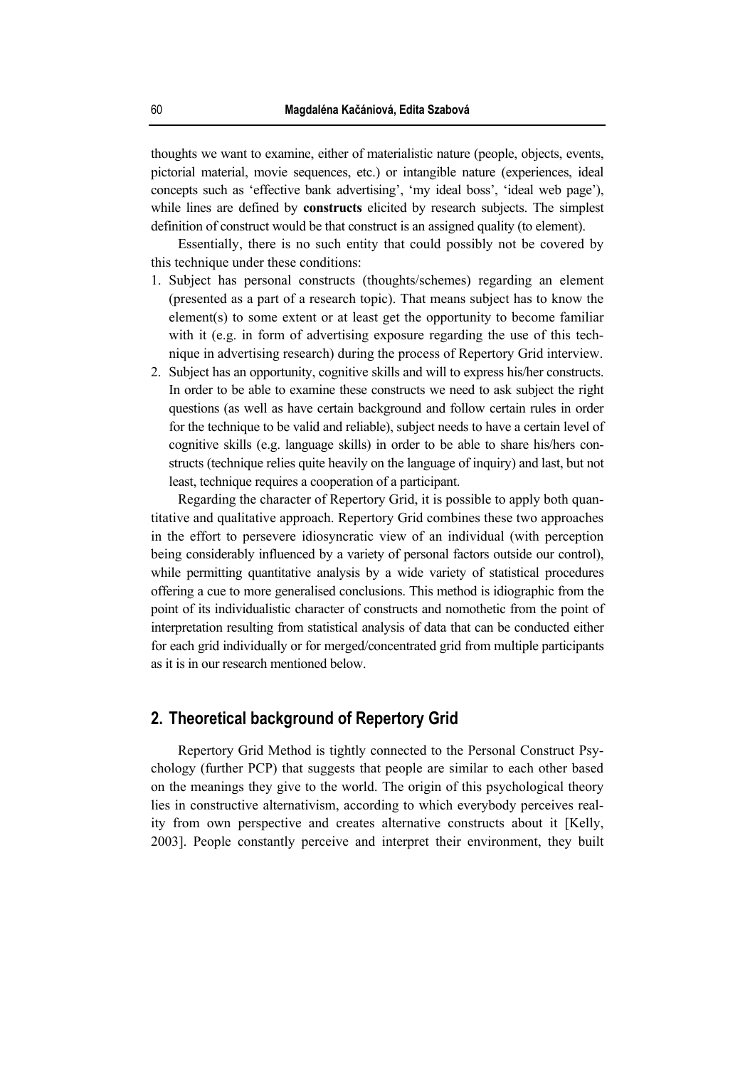thoughts we want to examine, either of materialistic nature (people, objects, events, pictorial material, movie sequences, etc.) or intangible nature (experiences, ideal concepts such as 'effective bank advertising', 'my ideal boss', 'ideal web page'), while lines are defined by **constructs** elicited by research subjects. The simplest definition of construct would be that construct is an assigned quality (to element).

Essentially, there is no such entity that could possibly not be covered by this technique under these conditions:

1. Subject has personal constructs (thoughts/schemes) regarding an element (presented as a part of a research topic). That means subject has to know the element(s) to some extent or at least get the opportunity to become familiar with it (e.g. in form of advertising exposure regarding the use of this technique in advertising research) during the process of Repertory Grid interview.
2. Subject has an opportunity, cognitive skills and will to express his/her constructs. In order to be able to examine these constructs we need to ask subject the right questions (as well as have certain background and follow certain rules in order for the technique to be valid and reliable), subject needs to have a certain level of cognitive skills (e.g. language skills) in order to be able to share his/hers constructs (technique relies quite heavily on the language of inquiry) and last, but not least, technique requires a cooperation of a participant.

Regarding the character of Repertory Grid, it is possible to apply both quantitative and qualitative approach. Repertory Grid combines these two approaches in the effort to persevere idiosyncratic view of an individual (with perception being considerably influenced by a variety of personal factors outside our control), while permitting quantitative analysis by a wide variety of statistical procedures offering a cue to more generalised conclusions. This method is idiographic from the point of its individualistic character of constructs and nomothetic from the point of interpretation resulting from statistical analysis of data that can be conducted either for each grid individually or for merged/concentrated grid from multiple participants as it is in our research mentioned below.

## 2. Theoretical background of Repertory Grid

Repertory Grid Method is tightly connected to the Personal Construct Psychology (further PCP) that suggests that people are similar to each other based on the meanings they give to the world. The origin of this psychological theory lies in constructive alternativism, according to which everybody perceives reality from own perspective and creates alternative constructs about it [Kelly, 2003]. People constantly perceive and interpret their environment, they built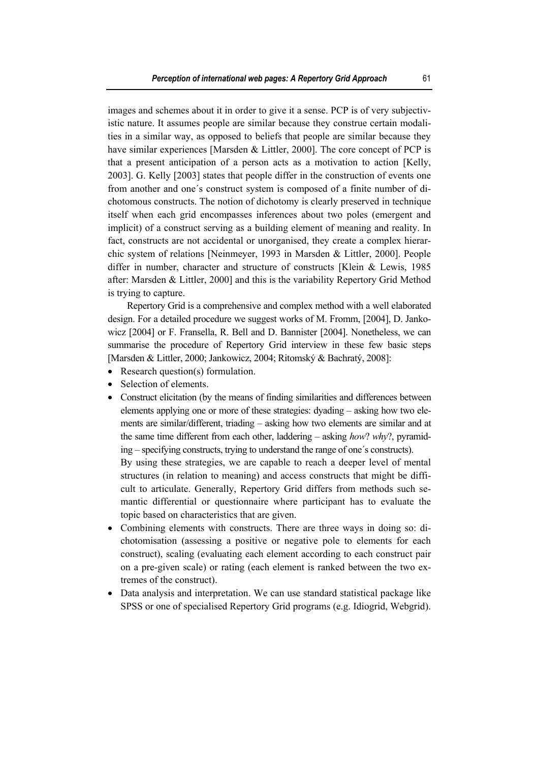images and schemes about it in order to give it a sense. PCP is of very subjectivistic nature. It assumes people are similar because they construe certain modalities in a similar way, as opposed to beliefs that people are similar because they have similar experiences [Marsden & Littler, 2000]. The core concept of PCP is that a present anticipation of a person acts as a motivation to action [Kelly, 2003]. G. Kelly [2003] states that people differ in the construction of events one from another and one´s construct system is composed of a finite number of dichotomous constructs. The notion of dichotomy is clearly preserved in technique itself when each grid encompasses inferences about two poles (emergent and implicit) of a construct serving as a building element of meaning and reality. In fact, constructs are not accidental or unorganised, they create a complex hierarchic system of relations [Neinmeyer, 1993 in Marsden & Littler, 2000]. People differ in number, character and structure of constructs [Klein & Lewis, 1985 after: Marsden & Littler, 2000] and this is the variability Repertory Grid Method is trying to capture.

Repertory Grid is a comprehensive and complex method with a well elaborated design. For a detailed procedure we suggest works of M. Fromm, [2004], D. Jankowicz [2004] or F. Fransella, R. Bell and D. Bannister [2004]. Nonetheless, we can summarise the procedure of Repertory Grid interview in these few basic steps [Marsden & Littler, 2000; Jankowicz, 2004; Ritomský & Bachratý, 2008]:

- Research question(s) formulation.
- Selection of elements.
- Construct elicitation (by the means of finding similarities and differences between elements applying one or more of these strategies: dyading – asking how two elements are similar/different, triading – asking how two elements are similar and at the same time different from each other, laddering – asking *how*? *why*?, pyramiding – specifying constructs, trying to understand the range of one´s constructs).
  By using these strategies, we are capable to reach a deeper level of mental structures (in relation to meaning) and access constructs that might be difficult to articulate. Generally, Repertory Grid differs from methods such semantic differential or questionnaire where participant has to evaluate the topic based on characteristics that are given.
- Combining elements with constructs. There are three ways in doing so: dichotomisation (assessing a positive or negative pole to elements for each construct), scaling (evaluating each element according to each construct pair on a pre-given scale) or rating (each element is ranked between the two extremes of the construct).
- Data analysis and interpretation. We can use standard statistical package like SPSS or one of specialised Repertory Grid programs (e.g. Idiogrid, Webgrid).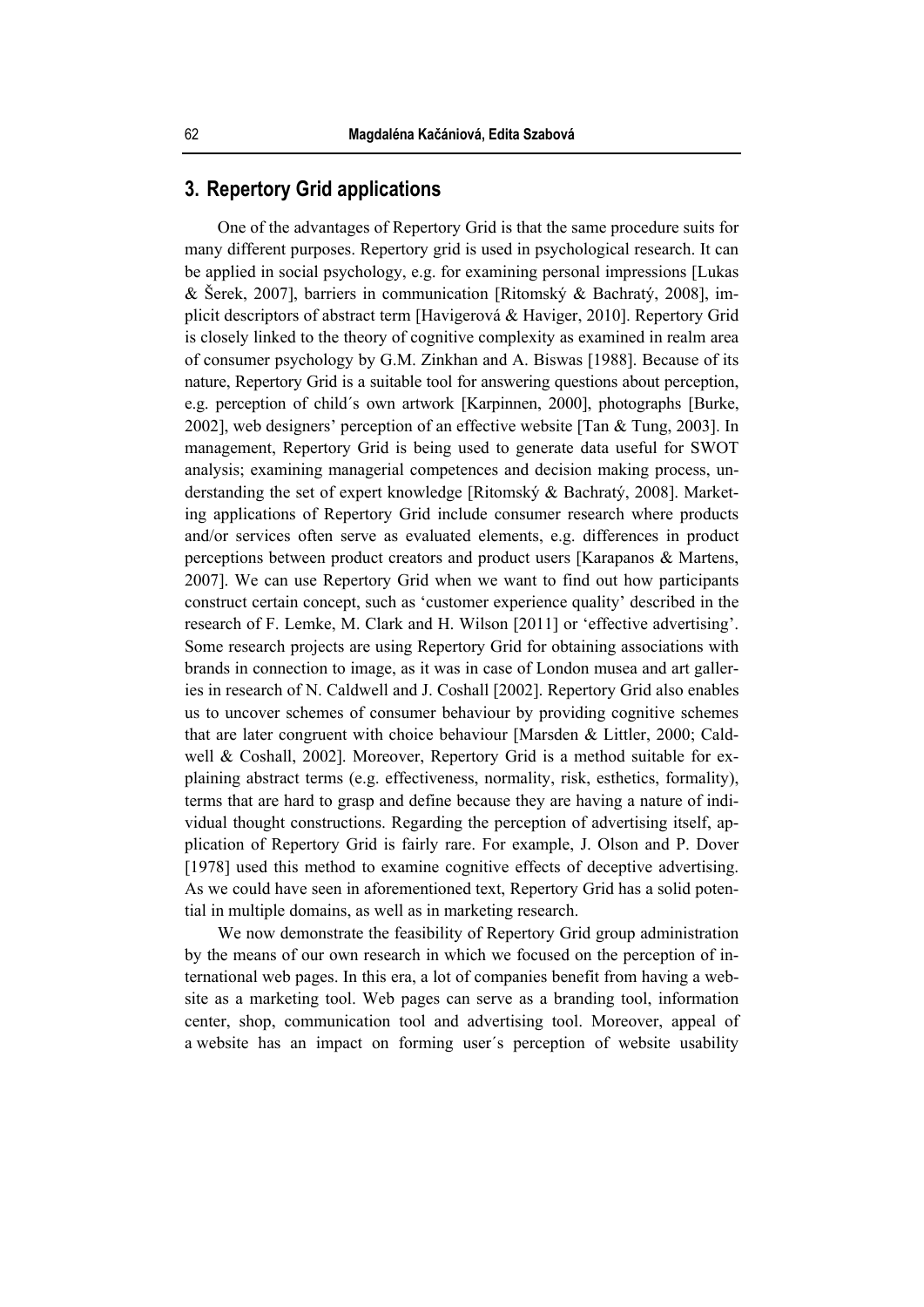## 3. Repertory Grid applications

One of the advantages of Repertory Grid is that the same procedure suits for many different purposes. Repertory grid is used in psychological research. It can be applied in social psychology, e.g. for examining personal impressions [Lukas & Šerek, 2007], barriers in communication [Ritomský & Bachratý, 2008], implicit descriptors of abstract term [Havigerová & Haviger, 2010]. Repertory Grid is closely linked to the theory of cognitive complexity as examined in realm area of consumer psychology by G.M. Zinkhan and A. Biswas [1988]. Because of its nature, Repertory Grid is a suitable tool for answering questions about perception, e.g. perception of child´s own artwork [Karpinnen, 2000], photographs [Burke, 2002], web designers' perception of an effective website [Tan & Tung, 2003]. In management, Repertory Grid is being used to generate data useful for SWOT analysis; examining managerial competences and decision making process, understanding the set of expert knowledge [Ritomský & Bachratý, 2008]. Marketing applications of Repertory Grid include consumer research where products and/or services often serve as evaluated elements, e.g. differences in product perceptions between product creators and product users [Karapanos & Martens, 2007]. We can use Repertory Grid when we want to find out how participants construct certain concept, such as 'customer experience quality' described in the research of F. Lemke, M. Clark and H. Wilson [2011] or 'effective advertising'. Some research projects are using Repertory Grid for obtaining associations with brands in connection to image, as it was in case of London musea and art galleries in research of N. Caldwell and J. Coshall [2002]. Repertory Grid also enables us to uncover schemes of consumer behaviour by providing cognitive schemes that are later congruent with choice behaviour [Marsden & Littler, 2000; Caldwell & Coshall, 2002]. Moreover, Repertory Grid is a method suitable for explaining abstract terms (e.g. effectiveness, normality, risk, esthetics, formality), terms that are hard to grasp and define because they are having a nature of individual thought constructions. Regarding the perception of advertising itself, application of Repertory Grid is fairly rare. For example, J. Olson and P. Dover [1978] used this method to examine cognitive effects of deceptive advertising. As we could have seen in aforementioned text, Repertory Grid has a solid potential in multiple domains, as well as in marketing research.

We now demonstrate the feasibility of Repertory Grid group administration by the means of our own research in which we focused on the perception of international web pages. In this era, a lot of companies benefit from having a website as a marketing tool. Web pages can serve as a branding tool, information center, shop, communication tool and advertising tool. Moreover, appeal of a website has an impact on forming user´s perception of website usability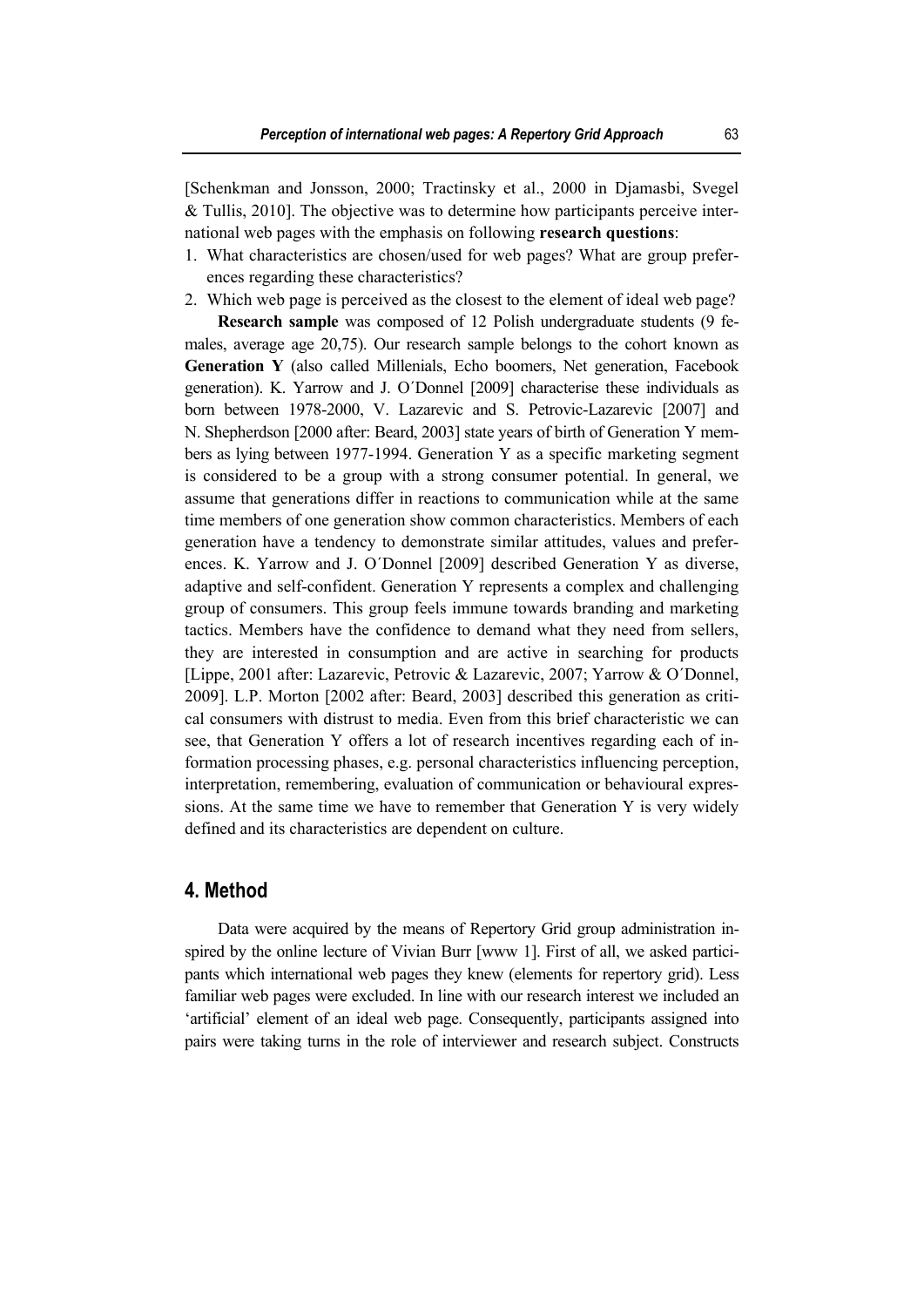[Schenkman and Jonsson, 2000; Tractinsky et al., 2000 in Djamasbi, Svegel & Tullis, 2010]. The objective was to determine how participants perceive international web pages with the emphasis on following **research questions**:

1. What characteristics are chosen/used for web pages? What are group preferences regarding these characteristics?
2. Which web page is perceived as the closest to the element of ideal web page?

**Research sample** was composed of 12 Polish undergraduate students (9 females, average age 20,75). Our research sample belongs to the cohort known as **Generation Y** (also called Millenials, Echo boomers, Net generation, Facebook generation). K. Yarrow and J. O´Donnel [2009] characterise these individuals as born between 1978-2000, V. Lazarevic and S. Petrovic-Lazarevic [2007] and N. Shepherdson [2000 after: Beard, 2003] state years of birth of Generation Y members as lying between 1977-1994. Generation Y as a specific marketing segment is considered to be a group with a strong consumer potential. In general, we assume that generations differ in reactions to communication while at the same time members of one generation show common characteristics. Members of each generation have a tendency to demonstrate similar attitudes, values and preferences. K. Yarrow and J. O´Donnel [2009] described Generation Y as diverse, adaptive and self-confident. Generation Y represents a complex and challenging group of consumers. This group feels immune towards branding and marketing tactics. Members have the confidence to demand what they need from sellers, they are interested in consumption and are active in searching for products [Lippe, 2001 after: Lazarevic, Petrovic & Lazarevic, 2007; Yarrow & O´Donnel, 2009]. L.P. Morton [2002 after: Beard, 2003] described this generation as critical consumers with distrust to media. Even from this brief characteristic we can see, that Generation Y offers a lot of research incentives regarding each of information processing phases, e.g. personal characteristics influencing perception, interpretation, remembering, evaluation of communication or behavioural expressions. At the same time we have to remember that Generation Y is very widely defined and its characteristics are dependent on culture.

## 4. Method

Data were acquired by the means of Repertory Grid group administration inspired by the online lecture of Vivian Burr [www 1]. First of all, we asked participants which international web pages they knew (elements for repertory grid). Less familiar web pages were excluded. In line with our research interest we included an 'artificial' element of an ideal web page. Consequently, participants assigned into pairs were taking turns in the role of interviewer and research subject. Constructs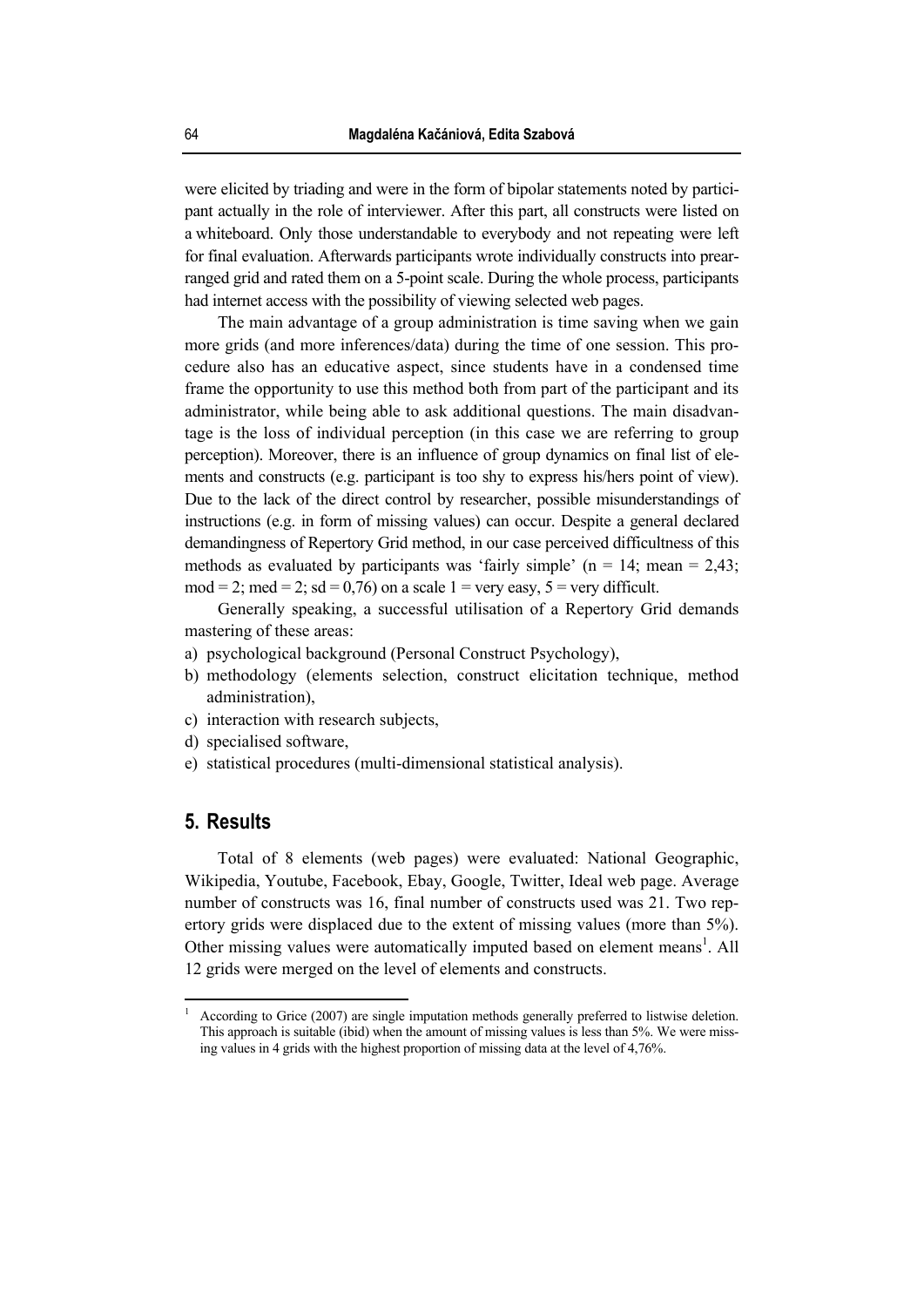were elicited by triading and were in the form of bipolar statements noted by participant actually in the role of interviewer. After this part, all constructs were listed on a whiteboard. Only those understandable to everybody and not repeating were left for final evaluation. Afterwards participants wrote individually constructs into prearranged grid and rated them on a 5-point scale. During the whole process, participants had internet access with the possibility of viewing selected web pages.

The main advantage of a group administration is time saving when we gain more grids (and more inferences/data) during the time of one session. This procedure also has an educative aspect, since students have in a condensed time frame the opportunity to use this method both from part of the participant and its administrator, while being able to ask additional questions. The main disadvantage is the loss of individual perception (in this case we are referring to group perception). Moreover, there is an influence of group dynamics on final list of elements and constructs (e.g. participant is too shy to express his/hers point of view). Due to the lack of the direct control by researcher, possible misunderstandings of instructions (e.g. in form of missing values) can occur. Despite a general declared demandingness of Repertory Grid method, in our case perceived difficultness of this methods as evaluated by participants was 'fairly simple' ($n = 14$; mean = 2,43; mod = 2; med = 2; sd = 0,76) on a scale 1 = very easy, 5 = very difficult.

Generally speaking, a successful utilisation of a Repertory Grid demands mastering of these areas:

a) psychological background (Personal Construct Psychology),
b) methodology (elements selection, construct elicitation technique, method administration),
c) interaction with research subjects,
d) specialised software,
e) statistical procedures (multi-dimensional statistical analysis).

## 5. Results

Total of 8 elements (web pages) were evaluated: National Geographic, Wikipedia, Youtube, Facebook, Ebay, Google, Twitter, Ideal web page. Average number of constructs was 16, final number of constructs used was 21. Two repertory grids were displaced due to the extent of missing values (more than 5%). Other missing values were automatically imputed based on element means[1]. All 12 grids were merged on the level of elements and constructs.

[1] According to Grice (2007) are single imputation methods generally preferred to listwise deletion. This approach is suitable (ibid) when the amount of missing values is less than 5%. We were missing values in 4 grids with the highest proportion of missing data at the level of 4,76%.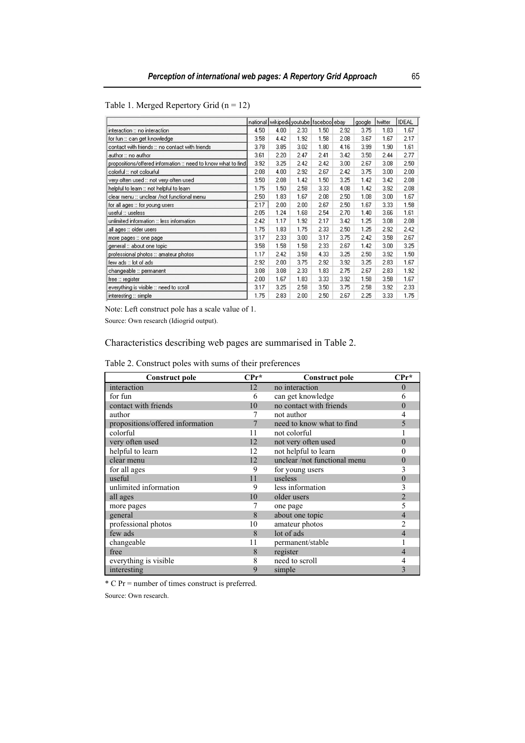Table 1. Merged Repertory Grid (n = 12)

| | national | wikipedia | youtube | facebook | ebay | google | twitter | IDEAL |
|---|---|---|---|---|---|---|---|---|
| interaction :: no interaction | 4.50 | 4.00 | 2.33 | 1.50 | 2.92 | 3.75 | 1.83 | 1.67 |
| for fun :: can get knowledge | 3.58 | 4.42 | 1.92 | 1.58 | 2.08 | 3.67 | 1.67 | 2.17 |
| contact with friends :: no contact with friends | 3.78 | 3.85 | 3.02 | 1.80 | 4.16 | 3.99 | 1.90 | 1.61 |
| author :: no author | 3.61 | 2.20 | 2.47 | 2.41 | 3.42 | 3.50 | 2.44 | 2.77 |
| propositions/offered information :: need to know what to find | 3.92 | 3.25 | 2.42 | 2.42 | 3.00 | 2.67 | 3.08 | 2.50 |
| colorful :: not colourful | 2.08 | 4.00 | 2.92 | 2.67 | 2.42 | 3.75 | 3.00 | 2.00 |
| very often used :: not very often used | 3.50 | 2.08 | 1.42 | 1.50 | 3.25 | 1.42 | 3.42 | 2.08 |
| helpful to learn :: not helpful to learn | 1.75 | 1.50 | 2.58 | 3.33 | 4.08 | 1.42 | 3.92 | 2.08 |
| clear menu :: unclear /not functional menu | 2.50 | 1.83 | 1.67 | 2.08 | 2.50 | 1.08 | 3.00 | 1.67 |
| for all ages :: for young users | 2.17 | 2.00 | 2.00 | 2.67 | 2.50 | 1.67 | 3.33 | 1.58 |
| useful :: useless | 2.05 | 1.24 | 1.68 | 2.54 | 2.70 | 1.40 | 3.66 | 1.61 |
| unlimited information :: less information | 2.42 | 1.17 | 1.92 | 2.17 | 3.42 | 1.25 | 3.08 | 2.08 |
| all ages :: older users | 1.75 | 1.83 | 1.75 | 2.33 | 2.50 | 1.25 | 2.92 | 2.42 |
| more pages :: one page | 3.17 | 2.33 | 3.00 | 3.17 | 3.75 | 2.42 | 3.58 | 2.67 |
| general :: about one topic | 3.58 | 1.58 | 1.58 | 2.33 | 2.67 | 1.42 | 3.00 | 3.25 |
| professional photos :: amateur photos | 1.17 | 2.42 | 3.58 | 4.33 | 3.25 | 2.50 | 3.92 | 1.50 |
| few ads :: lot of ads | 2.92 | 2.00 | 3.75 | 2.92 | 3.92 | 3.25 | 2.83 | 1.67 |
| changeable :: permanent | 3.08 | 3.08 | 2.33 | 1.83 | 2.75 | 2.67 | 2.83 | 1.92 |
| free :: register | 2.00 | 1.67 | 1.83 | 3.33 | 3.92 | 1.58 | 3.58 | 1.67 |
| everything is visible :: need to scroll | 3.17 | 3.25 | 2.58 | 3.50 | 3.75 | 2.58 | 3.92 | 2.33 |
| interesting :: simple | 1.75 | 2.83 | 2.00 | 2.50 | 2.67 | 2.25 | 3.33 | 1.75 |

Note: Left construct pole has a scale value of 1.

Source: Own research (Idiogrid output).

Characteristics describing web pages are summarised in Table 2.

Table 2. Construct poles with sums of their preferences

| Construct pole | CPr* | Construct pole | CPr* |
|---|---|---|---|
| interaction | 12 | no interaction | 0 |
| for fun | 6 | can get knowledge | 6 |
| contact with friends | 10 | no contact with friends | 0 |
| author | 7 | not author | 4 |
| propositions/offered information | 7 | need to know what to find | 5 |
| colorful | 11 | not colorful | 1 |
| very often used | 12 | not very often used | 0 |
| helpful to learn | 12 | not helpful to learn | 0 |
| clear menu | 12 | unclear /not functional menu | 0 |
| for all ages | 9 | for young users | 3 |
| useful | 11 | useless | 0 |
| unlimited information | 9 | less information | 3 |
| all ages | 10 | older users | 2 |
| more pages | 7 | one page | 5 |
| general | 8 | about one topic | 4 |
| professional photos | 10 | amateur photos | 2 |
| few ads | 8 | lot of ads | 4 |
| changeable | 11 | permanent/stable | 1 |
| free | 8 | register | 4 |
| everything is visible | 8 | need to scroll | 4 |
| interesting | 9 | simple | 3 |

\* C Pr = number of times construct is preferred.

Source: Own research.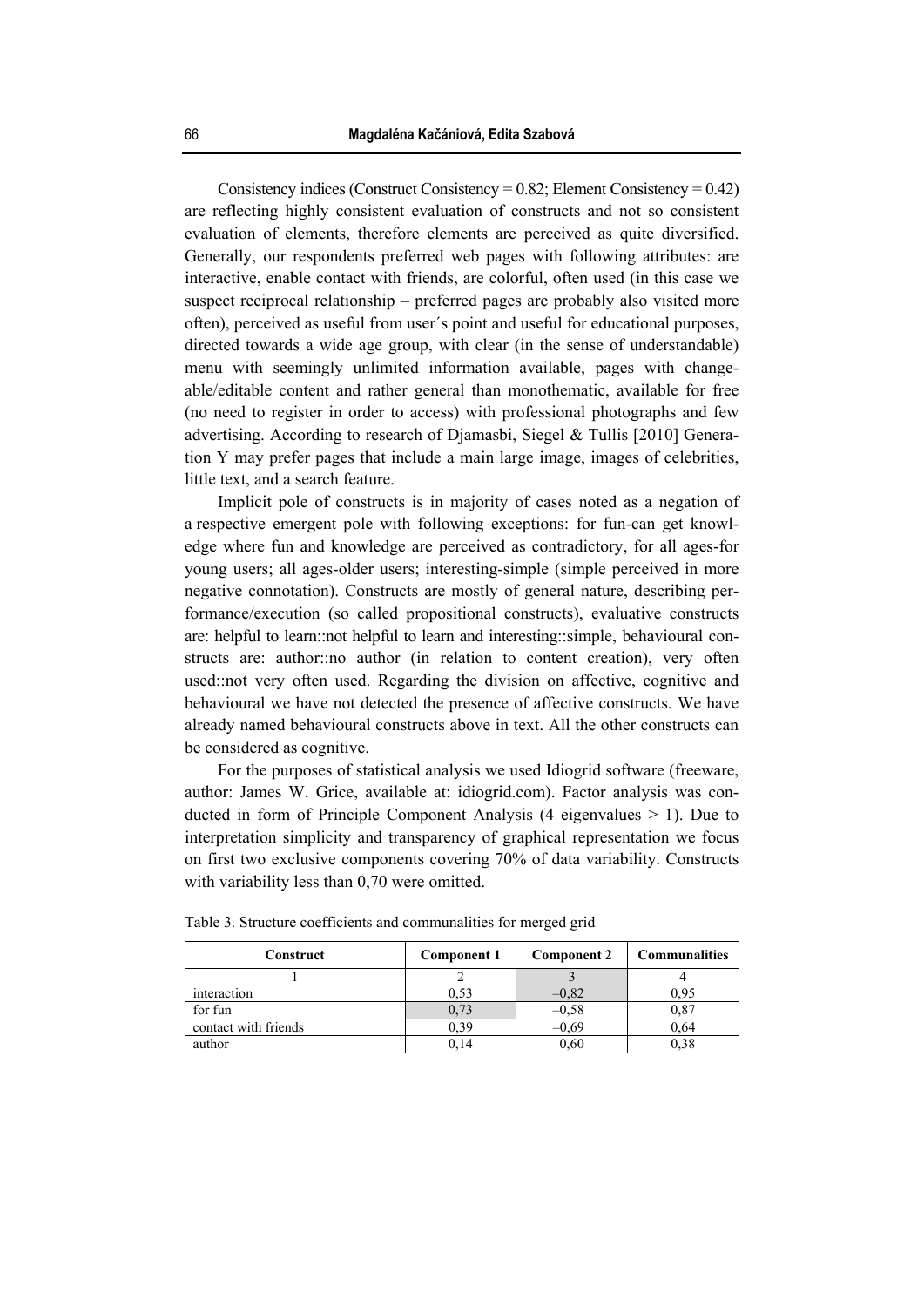Consistency indices (Construct Consistency = 0.82; Element Consistency = 0.42) are reflecting highly consistent evaluation of constructs and not so consistent evaluation of elements, therefore elements are perceived as quite diversified. Generally, our respondents preferred web pages with following attributes: are interactive, enable contact with friends, are colorful, often used (in this case we suspect reciprocal relationship – preferred pages are probably also visited more often), perceived as useful from user´s point and useful for educational purposes, directed towards a wide age group, with clear (in the sense of understandable) menu with seemingly unlimited information available, pages with changeable/editable content and rather general than monothematic, available for free (no need to register in order to access) with professional photographs and few advertising. According to research of Djamasbi, Siegel & Tullis [2010] Generation Y may prefer pages that include a main large image, images of celebrities, little text, and a search feature.

Implicit pole of constructs is in majority of cases noted as a negation of a respective emergent pole with following exceptions: for fun-can get knowledge where fun and knowledge are perceived as contradictory, for all ages-for young users; all ages-older users; interesting-simple (simple perceived in more negative connotation). Constructs are mostly of general nature, describing performance/execution (so called propositional constructs), evaluative constructs are: helpful to learn::not helpful to learn and interesting::simple, behavioural constructs are: author::no author (in relation to content creation), very often used::not very often used. Regarding the division on affective, cognitive and behavioural we have not detected the presence of affective constructs. We have already named behavioural constructs above in text. All the other constructs can be considered as cognitive.

For the purposes of statistical analysis we used Idiogrid software (freeware, author: James W. Grice, available at: idiogrid.com). Factor analysis was conducted in form of Principle Component Analysis (4 eigenvalues > 1). Due to interpretation simplicity and transparency of graphical representation we focus on first two exclusive components covering 70% of data variability. Constructs with variability less than 0,70 were omitted.

Table 3. Structure coefficients and communalities for merged grid

| Construct | Component 1 | Component 2 | Communalities |
|---|---|---|---|
| 1 | 2 | 3 | 4 |
| interaction | 0,53 | –0,82 | 0,95 |
| for fun | 0,73 | –0,58 | 0,87 |
| contact with friends | 0,39 | –0,69 | 0,64 |
| author | 0,14 | 0,60 | 0,38 |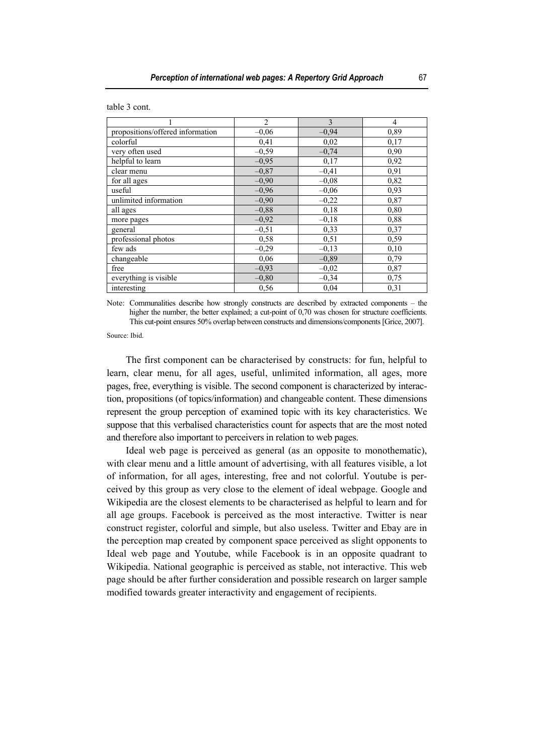table 3 cont.

| 1 | 2 | 3 | 4 |
|---|---|---|---|
| propositions/offered information | –0,06 | –0,94 | 0,89 |
| colorful | 0,41 | 0,02 | 0,17 |
| very often used | –0,59 | –0,74 | 0,90 |
| helpful to learn | –0,95 | 0,17 | 0,92 |
| clear menu | –0,87 | –0,41 | 0,91 |
| for all ages | –0,90 | –0,08 | 0,82 |
| useful | –0,96 | –0,06 | 0,93 |
| unlimited information | –0,90 | –0,22 | 0,87 |
| all ages | –0,88 | 0,18 | 0,80 |
| more pages | –0,92 | –0,18 | 0,88 |
| general | –0,51 | 0,33 | 0,37 |
| professional photos | 0,58 | 0,51 | 0,59 |
| few ads | –0,29 | –0,13 | 0,10 |
| changeable | 0,06 | –0,89 | 0,79 |
| free | –0,93 | –0,02 | 0,87 |
| everything is visible | –0,80 | –0,34 | 0,75 |
| interesting | 0,56 | 0,04 | 0,31 |

Note: Communalities describe how strongly constructs are described by extracted components – the higher the number, the better explained; a cut-point of 0,70 was chosen for structure coefficients. This cut-point ensures 50% overlap between constructs and dimensions/components [Grice, 2007].

Source: Ibid.

The first component can be characterised by constructs: for fun, helpful to learn, clear menu, for all ages, useful, unlimited information, all ages, more pages, free, everything is visible. The second component is characterized by interaction, propositions (of topics/information) and changeable content. These dimensions represent the group perception of examined topic with its key characteristics. We suppose that this verbalised characteristics count for aspects that are the most noted and therefore also important to perceivers in relation to web pages.

Ideal web page is perceived as general (as an opposite to monothematic), with clear menu and a little amount of advertising, with all features visible, a lot of information, for all ages, interesting, free and not colorful. Youtube is perceived by this group as very close to the element of ideal webpage. Google and Wikipedia are the closest elements to be characterised as helpful to learn and for all age groups. Facebook is perceived as the most interactive. Twitter is near construct register, colorful and simple, but also useless. Twitter and Ebay are in the perception map created by component space perceived as slight opponents to Ideal web page and Youtube, while Facebook is in an opposite quadrant to Wikipedia. National geographic is perceived as stable, not interactive. This web page should be after further consideration and possible research on larger sample modified towards greater interactivity and engagement of recipients.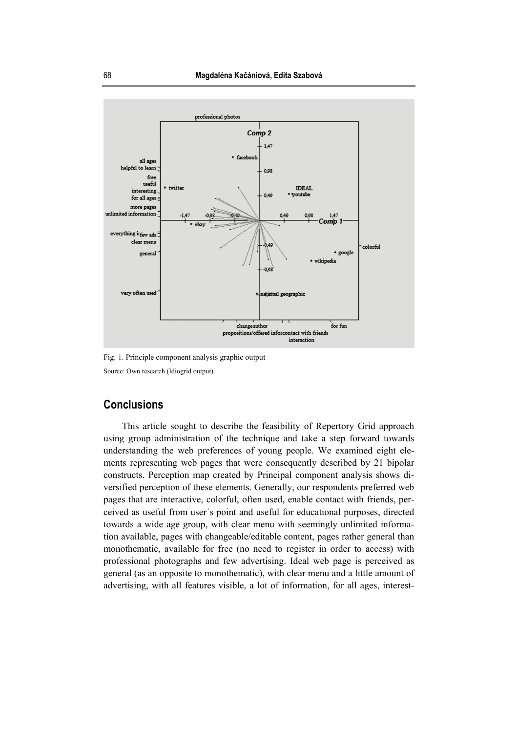Fig. 1. Principle component analysis graphic output

Source: Own research (Idiogrid output).

## Conclusions

This article sought to describe the feasibility of Repertory Grid approach using group administration of the technique and take a step forward towards understanding the web preferences of young people. We examined eight elements representing web pages that were consequently described by 21 bipolar constructs. Perception map created by Principal component analysis shows diversified perception of these elements. Generally, our respondents preferred web pages that are interactive, colorful, often used, enable contact with friends, perceived as useful from user´s point and useful for educational purposes, directed towards a wide age group, with clear menu with seemingly unlimited information available, pages with changeable/editable content, pages rather general than monothematic, available for free (no need to register in order to access) with professional photographs and few advertising. Ideal web page is perceived as general (as an opposite to monothematic), with clear menu and a little amount of advertising, with all features visible, a lot of information, for all ages, interest-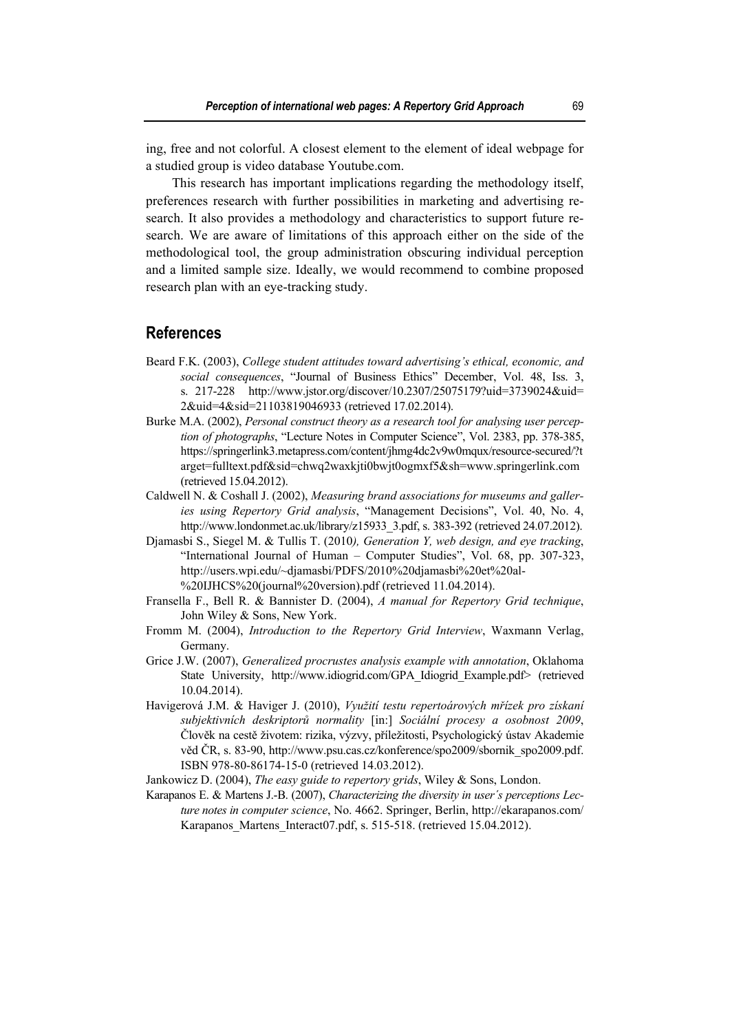ing, free and not colorful. A closest element to the element of ideal webpage for a studied group is video database Youtube.com.

This research has important implications regarding the methodology itself, preferences research with further possibilities in marketing and advertising research. It also provides a methodology and characteristics to support future research. We are aware of limitations of this approach either on the side of the methodological tool, the group administration obscuring individual perception and a limited sample size. Ideally, we would recommend to combine proposed research plan with an eye-tracking study.

## References

Beard F.K. (2003), *College student attitudes toward advertising's ethical, economic, and social consequences*, "Journal of Business Ethics" December, Vol. 48, Iss. 3, s. 217-228 http://www.jstor.org/discover/10.2307/25075179?uid=3739024&uid=2&uid=4&sid=21103819046933 (retrieved 17.02.2014).

Burke M.A. (2002), *Personal construct theory as a research tool for analysing user perception of photographs*, "Lecture Notes in Computer Science", Vol. 2383, pp. 378-385, https://springerlink3.metapress.com/content/jhmg4dc2v9w0mqux/resource-secured/?target=fulltext.pdf&sid=chwq2waxkjti0bwjt0ogmxf5&sh=www.springerlink.com (retrieved 15.04.2012).

Caldwell N. & Coshall J. (2002), *Measuring brand associations for museums and galleries using Repertory Grid analysis*, "Management Decisions", Vol. 40, No. 4, http://www.londonmet.ac.uk/library/z15933_3.pdf, s. 383-392 (retrieved 24.07.2012).

Djamasbi S., Siegel M. & Tullis T. (2010*), Generation Y, web design, and eye tracking*, "International Journal of Human – Computer Studies", Vol. 68, pp. 307-323, http://users.wpi.edu/~djamasbi/PDFS/2010%20djamasbi%20et%20al-%20IJHCS%20(journal%20version).pdf (retrieved 11.04.2014).

Fransella F., Bell R. & Bannister D. (2004), *A manual for Repertory Grid technique*, John Wiley & Sons, New York.

Fromm M. (2004), *Introduction to the Repertory Grid Interview*, Waxmann Verlag, Germany.

Grice J.W. (2007), *Generalized procrustes analysis example with annotation*, Oklahoma State University, http://www.idiogrid.com/GPA_Idiogrid_Example.pdf> (retrieved 10.04.2014).

Havigerová J.M. & Haviger J. (2010), *Využití testu repertoárových mřízek pro získaní subjektivních deskriptorů normality* [in:] *Sociální procesy a osobnost 2009*, Člověk na cestě životem: rizika, výzvy, příležitosti, Psychologický ústav Akademie věd ČR, s. 83-90, http://www.psu.cas.cz/konference/spo2009/sbornik_spo2009.pdf. ISBN 978-80-86174-15-0 (retrieved 14.03.2012).

Jankowicz D. (2004), *The easy guide to repertory grids*, Wiley & Sons, London.

Karapanos E. & Martens J.-B. (2007), *Characterizing the diversity in user´s perceptions Lecture notes in computer science*, No. 4662. Springer, Berlin, http://ekarapanos.com/Karapanos_Martens_Interact07.pdf, s. 515-518. (retrieved 15.04.2012).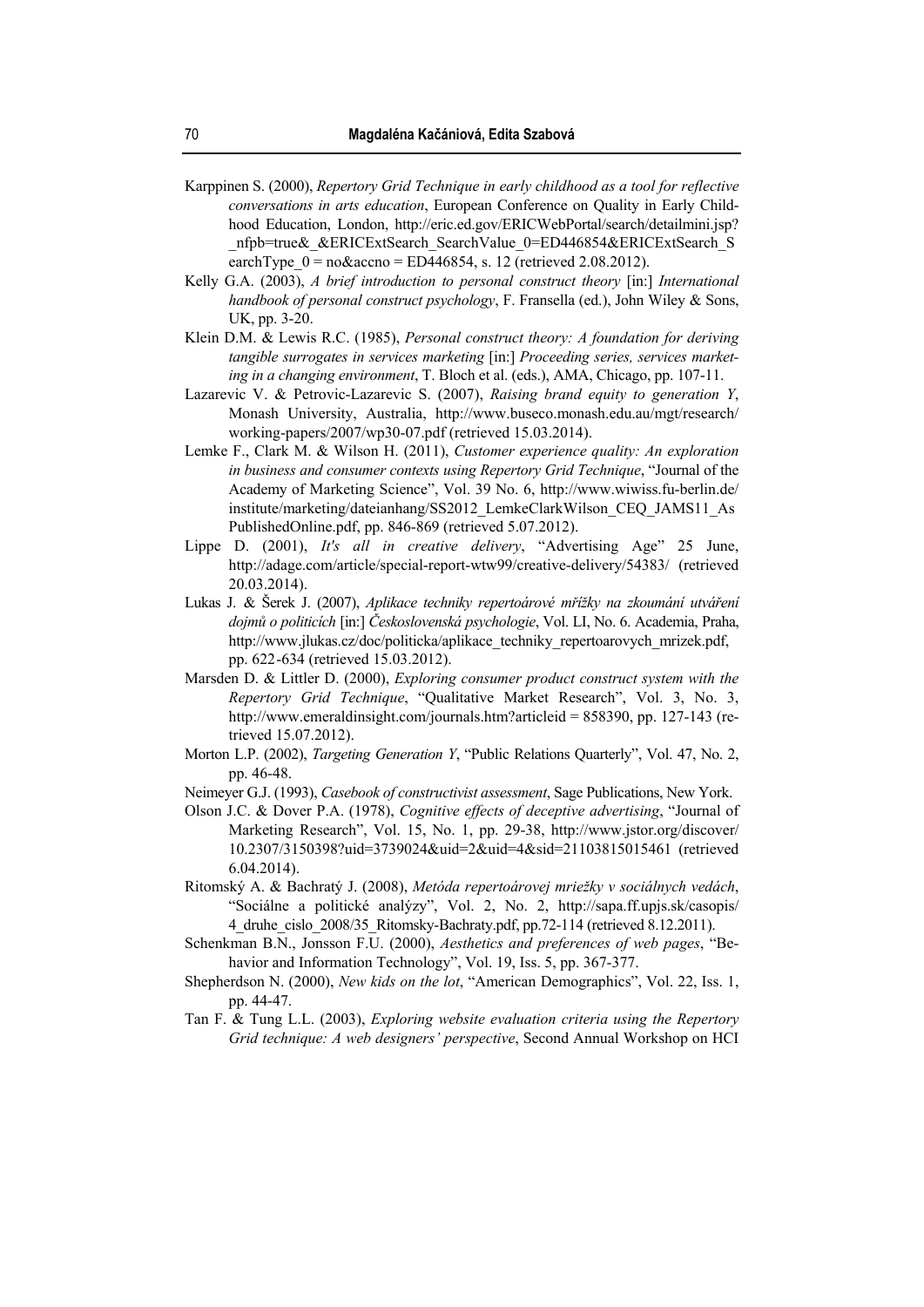Karppinen S. (2000), *Repertory Grid Technique in early childhood as a tool for reflective conversations in arts education*, European Conference on Quality in Early Childhood Education, London, http://eric.ed.gov/ERICWebPortal/search/detailmini.jsp?_nfpb=true&_&ERICExtSearch_SearchValue_0=ED446854&ERICExtSearch_SearchType_0 = no&accno = ED446854, s. 12 (retrieved 2.08.2012).

Kelly G.A. (2003), *A brief introduction to personal construct theory* [in:] *International handbook of personal construct psychology*, F. Fransella (ed.), John Wiley & Sons, UK, pp. 3-20.

Klein D.M. & Lewis R.C. (1985), *Personal construct theory: A foundation for deriving tangible surrogates in services marketing* [in:] *Proceeding series, services marketing in a changing environment*, T. Bloch et al. (eds.), AMA, Chicago, pp. 107-11.

Lazarevic V. & Petrovic-Lazarevic S. (2007), *Raising brand equity to generation Y*, Monash University, Australia, http://www.buseco.monash.edu.au/mgt/research/working-papers/2007/wp30-07.pdf (retrieved 15.03.2014).

Lemke F., Clark M. & Wilson H. (2011), *Customer experience quality: An exploration in business and consumer contexts using Repertory Grid Technique*, "Journal of the Academy of Marketing Science", Vol. 39 No. 6, http://www.wiwiss.fu-berlin.de/institute/marketing/dateianhang/SS2012_LemkeClarkWilson_CEQ_JAMS11_AsPublishedOnline.pdf, pp. 846-869 (retrieved 5.07.2012).

Lippe D. (2001), *It's all in creative delivery*, "Advertising Age" 25 June, http://adage.com/article/special-report-wtw99/creative-delivery/54383/ (retrieved 20.03.2014).

Lukas J. & Šerek J. (2007), *Aplikace techniky repertoárové mřížky na zkoumání utváření dojmů o politicích* [in:] *Československá psychologie*, Vol. LI, No. 6. Academia, Praha, http://www.jlukas.cz/doc/politicka/aplikace_techniky_repertoarovych_mrizek.pdf, pp. 622-634 (retrieved 15.03.2012).

Marsden D. & Littler D. (2000), *Exploring consumer product construct system with the Repertory Grid Technique*, "Qualitative Market Research", Vol. 3, No. 3, http://www.emeraldinsight.com/journals.htm?articleid = 858390, pp. 127-143 (retrieved 15.07.2012).

Morton L.P. (2002), *Targeting Generation Y*, "Public Relations Quarterly", Vol. 47, No. 2, pp. 46-48.

Neimeyer G.J. (1993), *Casebook of constructivist assessment*, Sage Publications, New York.

Olson J.C. & Dover P.A. (1978), *Cognitive effects of deceptive advertising*, "Journal of Marketing Research", Vol. 15, No. 1, pp. 29-38, http://www.jstor.org/discover/10.2307/3150398?uid=3739024&uid=2&uid=4&sid=21103815015461 (retrieved 6.04.2014).

Ritomský A. & Bachratý J. (2008), *Metóda repertoárovej mriežky v sociálnych vedách*, "Sociálne a politické analýzy", Vol. 2, No. 2, http://sapa.ff.upjs.sk/casopis/4_druhe_cislo_2008/35_Ritomsky-Bachraty.pdf, pp.72-114 (retrieved 8.12.2011).

Schenkman B.N., Jonsson F.U. (2000), *Aesthetics and preferences of web pages*, "Behavior and Information Technology", Vol. 19, Iss. 5, pp. 367-377.

Shepherdson N. (2000), *New kids on the lot*, "American Demographics", Vol. 22, Iss. 1, pp. 44-47.

Tan F. & Tung L.L. (2003), *Exploring website evaluation criteria using the Repertory Grid technique: A web designers' perspective*, Second Annual Workshop on HCI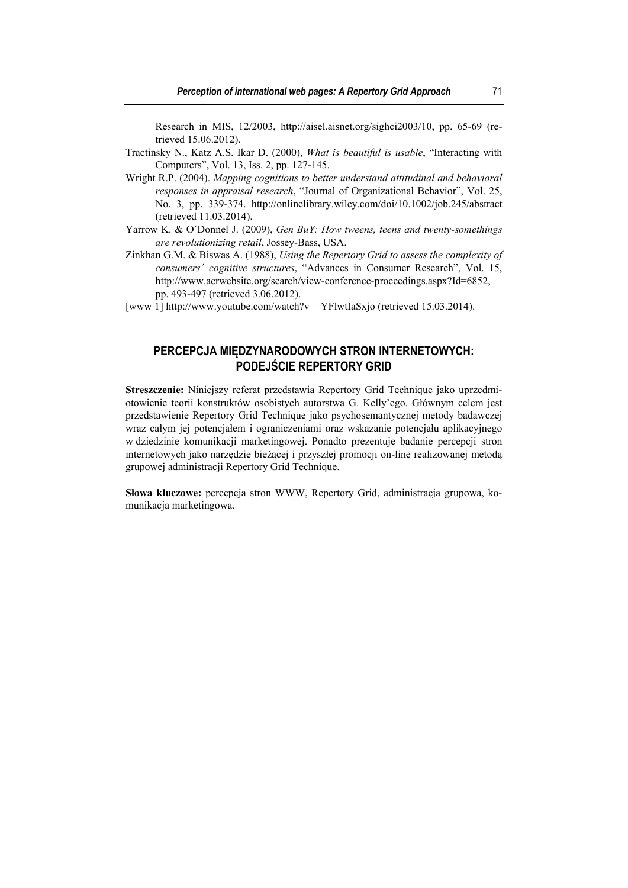Research in MIS, 12/2003, http://aisel.aisnet.org/sighci2003/10, pp. 65-69 (retrieved 15.06.2012).

Tractinsky N., Katz A.S. Ikar D. (2000), *What is beautiful is usable*, "Interacting with Computers", Vol. 13, Iss. 2, pp. 127-145.

Wright R.P. (2004). *Mapping cognitions to better understand attitudinal and behavioral responses in appraisal research*, "Journal of Organizational Behavior", Vol. 25, No. 3, pp. 339-374. http://onlinelibrary.wiley.com/doi/10.1002/job.245/abstract (retrieved 11.03.2014).

Yarrow K. & O´Donnel J. (2009), *Gen BuY: How tweens, teens and twenty-somethings are revolutionizing retail*, Jossey-Bass, USA.

Zinkhan G.M. & Biswas A. (1988), *Using the Repertory Grid to assess the complexity of consumers´ cognitive structures*, "Advances in Consumer Research", Vol. 15, http://www.acrwebsite.org/search/view-conference-proceedings.aspx?Id=6852, pp. 493-497 (retrieved 3.06.2012).

[www 1] http://www.youtube.com/watch?v = YFlwtIaSxjo (retrieved 15.03.2014).

## PERCEPCJA MIĘDZYNARODOWYCH STRON INTERNETOWYCH: PODEJŚCIE REPERTORY GRID

**Streszczenie:** Niniejszy referat przedstawia Repertory Grid Technique jako uprzedmiotowienie teorii konstruktów osobistych autorstwa G. Kelly'ego. Głównym celem jest przedstawienie Repertory Grid Technique jako psychosemantycznej metody badawczej wraz całym jej potencjałem i ograniczeniami oraz wskazanie potencjału aplikacyjnego w dziedzinie komunikacji marketingowej. Ponadto prezentuje badanie percepcji stron internetowych jako narzędzie bieżącej i przyszłej promocji on-line realizowanej metodą grupowej administracji Repertory Grid Technique.

**Słowa kluczowe:** percepcja stron WWW, Repertory Grid, administracja grupowa, komunikacja marketingowa.